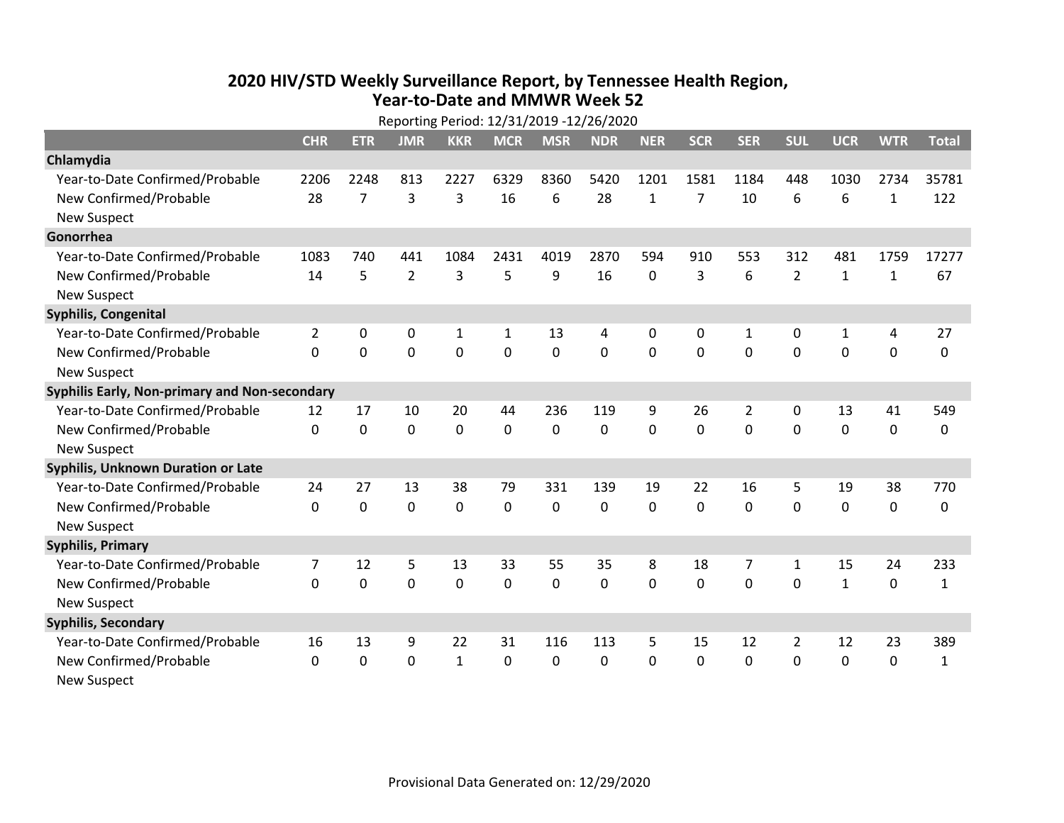# 2020 HIV/STD Weekly Surveillance Report, by Tennessee Health Region, Year-to-Date and MMWR Week 52

Reporting Period: 12/31/2019 -12/26/2020

| | CHR | ETR | JMR | KKR | MCR | MSR | NDR | NER | SCR | SER | SUL | UCR | WTR | Total |
|---|---|---|---|---|---|---|---|---|---|---|---|---|---|---|
| **Chlamydia** | | | | | | | | | | | | | | |
| Year-to-Date Confirmed/Probable | 2206 | 2248 | 813 | 2227 | 6329 | 8360 | 5420 | 1201 | 1581 | 1184 | 448 | 1030 | 2734 | 35781 |
| New Confirmed/Probable | 28 | 7 | 3 | 3 | 16 | 6 | 28 | 1 | 7 | 10 | 6 | 6 | 1 | 122 |
| New Suspect | | | | | | | | | | | | | | |
| **Gonorrhea** | | | | | | | | | | | | | | |
| Year-to-Date Confirmed/Probable | 1083 | 740 | 441 | 1084 | 2431 | 4019 | 2870 | 594 | 910 | 553 | 312 | 481 | 1759 | 17277 |
| New Confirmed/Probable | 14 | 5 | 2 | 3 | 5 | 9 | 16 | 0 | 3 | 6 | 2 | 1 | 1 | 67 |
| New Suspect | | | | | | | | | | | | | | |
| **Syphilis, Congenital** | | | | | | | | | | | | | | |
| Year-to-Date Confirmed/Probable | 2 | 0 | 0 | 1 | 1 | 13 | 4 | 0 | 0 | 1 | 0 | 1 | 4 | 27 |
| New Confirmed/Probable | 0 | 0 | 0 | 0 | 0 | 0 | 0 | 0 | 0 | 0 | 0 | 0 | 0 | 0 |
| New Suspect | | | | | | | | | | | | | | |
| **Syphilis Early, Non-primary and Non-secondary** | | | | | | | | | | | | | | |
| Year-to-Date Confirmed/Probable | 12 | 17 | 10 | 20 | 44 | 236 | 119 | 9 | 26 | 2 | 0 | 13 | 41 | 549 |
| New Confirmed/Probable | 0 | 0 | 0 | 0 | 0 | 0 | 0 | 0 | 0 | 0 | 0 | 0 | 0 | 0 |
| New Suspect | | | | | | | | | | | | | | |
| **Syphilis, Unknown Duration or Late** | | | | | | | | | | | | | | |
| Year-to-Date Confirmed/Probable | 24 | 27 | 13 | 38 | 79 | 331 | 139 | 19 | 22 | 16 | 5 | 19 | 38 | 770 |
| New Confirmed/Probable | 0 | 0 | 0 | 0 | 0 | 0 | 0 | 0 | 0 | 0 | 0 | 0 | 0 | 0 |
| New Suspect | | | | | | | | | | | | | | |
| **Syphilis, Primary** | | | | | | | | | | | | | | |
| Year-to-Date Confirmed/Probable | 7 | 12 | 5 | 13 | 33 | 55 | 35 | 8 | 18 | 7 | 1 | 15 | 24 | 233 |
| New Confirmed/Probable | 0 | 0 | 0 | 0 | 0 | 0 | 0 | 0 | 0 | 0 | 0 | 1 | 0 | 1 |
| New Suspect | | | | | | | | | | | | | | |
| **Syphilis, Secondary** | | | | | | | | | | | | | | |
| Year-to-Date Confirmed/Probable | 16 | 13 | 9 | 22 | 31 | 116 | 113 | 5 | 15 | 12 | 2 | 12 | 23 | 389 |
| New Confirmed/Probable | 0 | 0 | 0 | 1 | 0 | 0 | 0 | 0 | 0 | 0 | 0 | 0 | 0 | 1 |
| New Suspect | | | | | | | | | | | | | | |

Provisional Data Generated on: 12/29/2020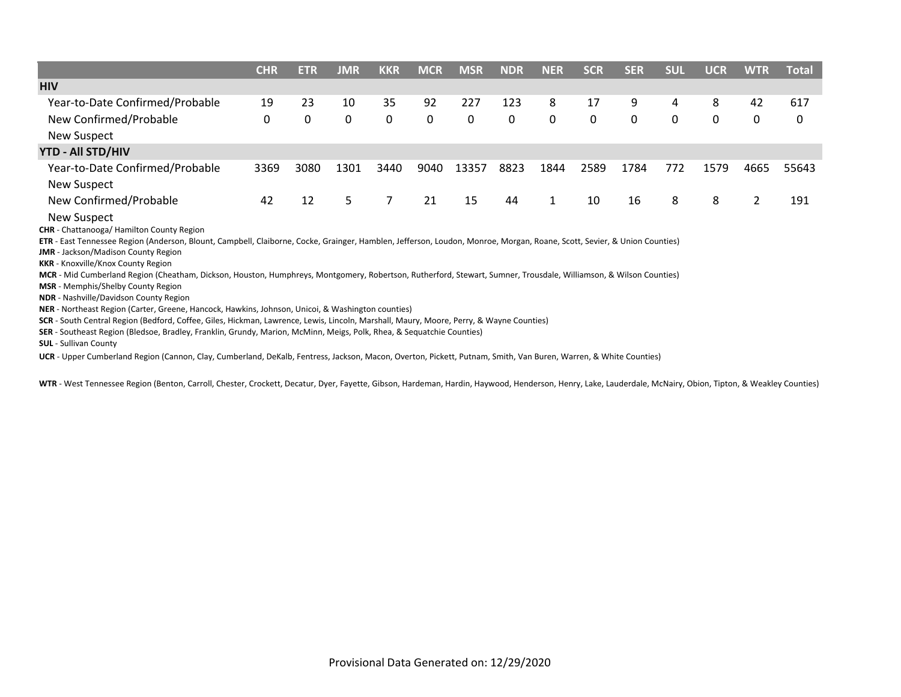| | CHR | ETR | JMR | KKR | MCR | MSR | NDR | NER | SCR | SER | SUL | UCR | WTR | Total |
|---|---|---|---|---|---|---|---|---|---|---|---|---|---|---|
| **HIV** | | | | | | | | | | | | | | |
| Year-to-Date Confirmed/Probable | 19 | 23 | 10 | 35 | 92 | 227 | 123 | 8 | 17 | 9 | 4 | 8 | 42 | 617 |
| New Confirmed/Probable | 0 | 0 | 0 | 0 | 0 | 0 | 0 | 0 | 0 | 0 | 0 | 0 | 0 | 0 |
| New Suspect | | | | | | | | | | | | | | |
| **YTD - All STD/HIV** | | | | | | | | | | | | | | |
| Year-to-Date Confirmed/Probable | 3369 | 3080 | 1301 | 3440 | 9040 | 13357 | 8823 | 1844 | 2589 | 1784 | 772 | 1579 | 4665 | 55643 |
| New Suspect | | | | | | | | | | | | | | |
| New Confirmed/Probable | 42 | 12 | 5 | 7 | 21 | 15 | 44 | 1 | 10 | 16 | 8 | 8 | 2 | 191 |
| New Suspect | | | | | | | | | | | | | | |

**CHR** - Chattanooga/ Hamilton County Region

**ETR** - East Tennessee Region (Anderson, Blount, Campbell, Claiborne, Cocke, Grainger, Hamblen, Jefferson, Loudon, Monroe, Morgan, Roane, Scott, Sevier, & Union Counties)

**JMR** - Jackson/Madison County Region

**KKR** - Knoxville/Knox County Region

**MCR** - Mid Cumberland Region (Cheatham, Dickson, Houston, Humphreys, Montgomery, Robertson, Rutherford, Stewart, Sumner, Trousdale, Williamson, & Wilson Counties)

**MSR** - Memphis/Shelby County Region

**NDR** - Nashville/Davidson County Region

**NER** - Northeast Region (Carter, Greene, Hancock, Hawkins, Johnson, Unicoi, & Washington counties)

**SCR** - South Central Region (Bedford, Coffee, Giles, Hickman, Lawrence, Lewis, Lincoln, Marshall, Maury, Moore, Perry, & Wayne Counties)

**SER** - Southeast Region (Bledsoe, Bradley, Franklin, Grundy, Marion, McMinn, Meigs, Polk, Rhea, & Sequatchie Counties)

**SUL** - Sullivan County

**UCR** - Upper Cumberland Region (Cannon, Clay, Cumberland, DeKalb, Fentress, Jackson, Macon, Overton, Pickett, Putnam, Smith, Van Buren, Warren, & White Counties)

**WTR** - West Tennessee Region (Benton, Carroll, Chester, Crockett, Decatur, Dyer, Fayette, Gibson, Hardeman, Hardin, Haywood, Henderson, Henry, Lake, Lauderdale, McNairy, Obion, Tipton, & Weakley Counties)

Provisional Data Generated on: 12/29/2020